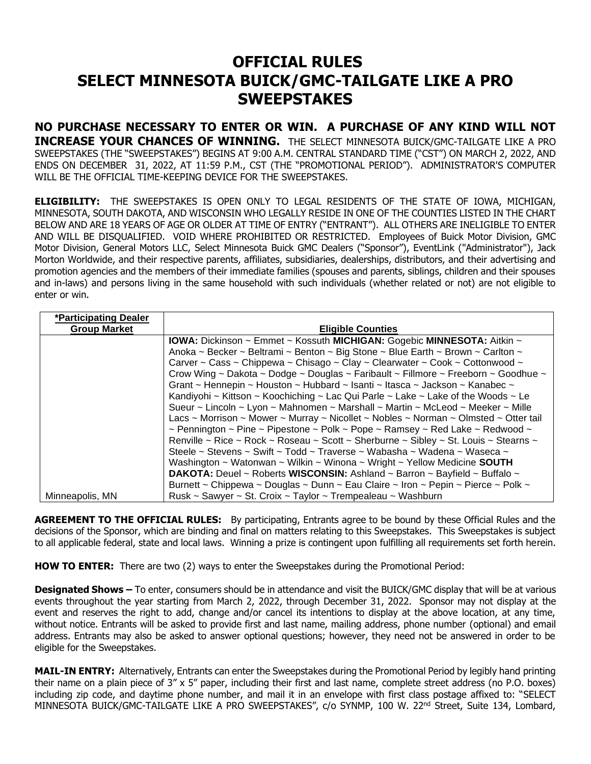# OFFICIAL RULES
# SELECT MINNESOTA BUICK/GMC-TAILGATE LIKE A PRO SWEEPSTAKES

**NO PURCHASE NECESSARY TO ENTER OR WIN. A PURCHASE OF ANY KIND WILL NOT INCREASE YOUR CHANCES OF WINNING.** THE SELECT MINNESOTA BUICK/GMC-TAILGATE LIKE A PRO SWEEPSTAKES (THE "SWEEPSTAKES") BEGINS AT 9:00 A.M. CENTRAL STANDARD TIME ("CST") ON MARCH 2, 2022, AND ENDS ON DECEMBER 31, 2022, AT 11:59 P.M., CST (THE "PROMOTIONAL PERIOD"). ADMINISTRATOR'S COMPUTER WILL BE THE OFFICIAL TIME-KEEPING DEVICE FOR THE SWEEPSTAKES.

**ELIGIBILITY:** THE SWEEPSTAKES IS OPEN ONLY TO LEGAL RESIDENTS OF THE STATE OF IOWA, MICHIGAN, MINNESOTA, SOUTH DAKOTA, AND WISCONSIN WHO LEGALLY RESIDE IN ONE OF THE COUNTIES LISTED IN THE CHART BELOW AND ARE 18 YEARS OF AGE OR OLDER AT TIME OF ENTRY ("ENTRANT"). ALL OTHERS ARE INELIGIBLE TO ENTER AND WILL BE DISQUALIFIED. VOID WHERE PROHIBITED OR RESTRICTED. Employees of Buick Motor Division, GMC Motor Division, General Motors LLC, Select Minnesota Buick GMC Dealers ("Sponsor"), EventLink ("Administrator"), Jack Morton Worldwide, and their respective parents, affiliates, subsidiaries, dealerships, distributors, and their advertising and promotion agencies and the members of their immediate families (spouses and parents, siblings, children and their spouses and in-laws) and persons living in the same household with such individuals (whether related or not) are not eligible to enter or win.

| *Participating Dealer Group Market | Eligible Counties |
|---|---|
| Minneapolis, MN | **IOWA:** Dickinson ~ Emmet ~ Kossuth **MICHIGAN:** Gogebic **MINNESOTA:** Aitkin ~ Anoka ~ Becker ~ Beltrami ~ Benton ~ Big Stone ~ Blue Earth ~ Brown ~ Carlton ~ Carver ~ Cass ~ Chippewa ~ Chisago ~ Clay ~ Clearwater ~ Cook ~ Cottonwood ~ Crow Wing ~ Dakota ~ Dodge ~ Douglas ~ Faribault ~ Fillmore ~ Freeborn ~ Goodhue ~ Grant ~ Hennepin ~ Houston ~ Hubbard ~ Isanti ~ Itasca ~ Jackson ~ Kanabec ~ Kandiyohi ~ Kittson ~ Koochiching ~ Lac Qui Parle ~ Lake ~ Lake of the Woods ~ Le Sueur ~ Lincoln ~ Lyon ~ Mahnomen ~ Marshall ~ Martin ~ McLeod ~ Meeker ~ Mille Lacs ~ Morrison ~ Mower ~ Murray ~ Nicollet ~ Nobles ~ Norman ~ Olmsted ~ Otter tail ~ Pennington ~ Pine ~ Pipestone ~ Polk ~ Pope ~ Ramsey ~ Red Lake ~ Redwood ~ Renville ~ Rice ~ Rock ~ Roseau ~ Scott ~ Sherburne ~ Sibley ~ St. Louis ~ Stearns ~ Steele ~ Stevens ~ Swift ~ Todd ~ Traverse ~ Wabasha ~ Wadena ~ Waseca ~ Washington ~ Watonwan ~ Wilkin ~ Winona ~ Wright ~ Yellow Medicine **SOUTH DAKOTA:** Deuel ~ Roberts **WISCONSIN:** Ashland ~ Barron ~ Bayfield ~ Buffalo ~ Burnett ~ Chippewa ~ Douglas ~ Dunn ~ Eau Claire ~ Iron ~ Pepin ~ Pierce ~ Polk ~ Rusk ~ Sawyer ~ St. Croix ~ Taylor ~ Trempealeau ~ Washburn |

**AGREEMENT TO THE OFFICIAL RULES:** By participating, Entrants agree to be bound by these Official Rules and the decisions of the Sponsor, which are binding and final on matters relating to this Sweepstakes. This Sweepstakes is subject to all applicable federal, state and local laws. Winning a prize is contingent upon fulfilling all requirements set forth herein.

**HOW TO ENTER:** There are two (2) ways to enter the Sweepstakes during the Promotional Period:

**Designated Shows –** To enter, consumers should be in attendance and visit the BUICK/GMC display that will be at various events throughout the year starting from March 2, 2022, through December 31, 2022. Sponsor may not display at the event and reserves the right to add, change and/or cancel its intentions to display at the above location, at any time, without notice. Entrants will be asked to provide first and last name, mailing address, phone number (optional) and email address. Entrants may also be asked to answer optional questions; however, they need not be answered in order to be eligible for the Sweepstakes.

**MAIL-IN ENTRY:** Alternatively, Entrants can enter the Sweepstakes during the Promotional Period by legibly hand printing their name on a plain piece of 3" x 5" paper, including their first and last name, complete street address (no P.O. boxes) including zip code, and daytime phone number, and mail it in an envelope with first class postage affixed to: "SELECT MINNESOTA BUICK/GMC-TAILGATE LIKE A PRO SWEEPSTAKES", c/o SYNMP, 100 W. 22nd Street, Suite 134, Lombard,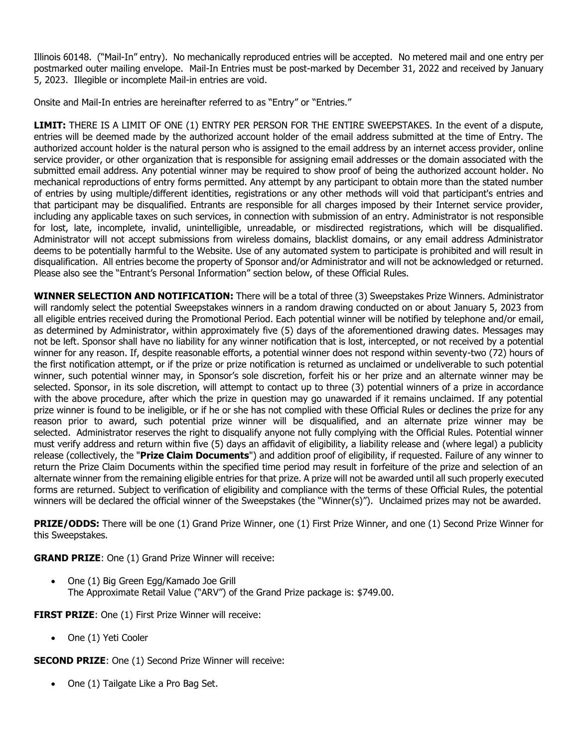Illinois 60148. ("Mail-In" entry). No mechanically reproduced entries will be accepted. No metered mail and one entry per postmarked outer mailing envelope. Mail-In Entries must be post-marked by December 31, 2022 and received by January 5, 2023. Illegible or incomplete Mail-in entries are void.

Onsite and Mail-In entries are hereinafter referred to as "Entry" or "Entries."

**LIMIT:** THERE IS A LIMIT OF ONE (1) ENTRY PER PERSON FOR THE ENTIRE SWEEPSTAKES. In the event of a dispute, entries will be deemed made by the authorized account holder of the email address submitted at the time of Entry. The authorized account holder is the natural person who is assigned to the email address by an internet access provider, online service provider, or other organization that is responsible for assigning email addresses or the domain associated with the submitted email address. Any potential winner may be required to show proof of being the authorized account holder. No mechanical reproductions of entry forms permitted. Any attempt by any participant to obtain more than the stated number of entries by using multiple/different identities, registrations or any other methods will void that participant's entries and that participant may be disqualified. Entrants are responsible for all charges imposed by their Internet service provider, including any applicable taxes on such services, in connection with submission of an entry. Administrator is not responsible for lost, late, incomplete, invalid, unintelligible, unreadable, or misdirected registrations, which will be disqualified. Administrator will not accept submissions from wireless domains, blacklist domains, or any email address Administrator deems to be potentially harmful to the Website. Use of any automated system to participate is prohibited and will result in disqualification. All entries become the property of Sponsor and/or Administrator and will not be acknowledged or returned. Please also see the "Entrant's Personal Information" section below, of these Official Rules.

**WINNER SELECTION AND NOTIFICATION:** There will be a total of three (3) Sweepstakes Prize Winners. Administrator will randomly select the potential Sweepstakes winners in a random drawing conducted on or about January 5, 2023 from all eligible entries received during the Promotional Period. Each potential winner will be notified by telephone and/or email, as determined by Administrator, within approximately five (5) days of the aforementioned drawing dates. Messages may not be left. Sponsor shall have no liability for any winner notification that is lost, intercepted, or not received by a potential winner for any reason. If, despite reasonable efforts, a potential winner does not respond within seventy-two (72) hours of the first notification attempt, or if the prize or prize notification is returned as unclaimed or undeliverable to such potential winner, such potential winner may, in Sponsor's sole discretion, forfeit his or her prize and an alternate winner may be selected. Sponsor, in its sole discretion, will attempt to contact up to three (3) potential winners of a prize in accordance with the above procedure, after which the prize in question may go unawarded if it remains unclaimed. If any potential prize winner is found to be ineligible, or if he or she has not complied with these Official Rules or declines the prize for any reason prior to award, such potential prize winner will be disqualified, and an alternate prize winner may be selected. Administrator reserves the right to disqualify anyone not fully complying with the Official Rules. Potential winner must verify address and return within five (5) days an affidavit of eligibility, a liability release and (where legal) a publicity release (collectively, the "**Prize Claim Documents**") and addition proof of eligibility, if requested. Failure of any winner to return the Prize Claim Documents within the specified time period may result in forfeiture of the prize and selection of an alternate winner from the remaining eligible entries for that prize. A prize will not be awarded until all such properly executed forms are returned. Subject to verification of eligibility and compliance with the terms of these Official Rules, the potential winners will be declared the official winner of the Sweepstakes (the "Winner(s)"). Unclaimed prizes may not be awarded.

**PRIZE/ODDS:** There will be one (1) Grand Prize Winner, one (1) First Prize Winner, and one (1) Second Prize Winner for this Sweepstakes.

**GRAND PRIZE**: One (1) Grand Prize Winner will receive:

- One (1) Big Green Egg/Kamado Joe Grill
  The Approximate Retail Value ("ARV") of the Grand Prize package is: $749.00.

**FIRST PRIZE**: One (1) First Prize Winner will receive:

- One (1) Yeti Cooler

**SECOND PRIZE**: One (1) Second Prize Winner will receive:

- One (1) Tailgate Like a Pro Bag Set.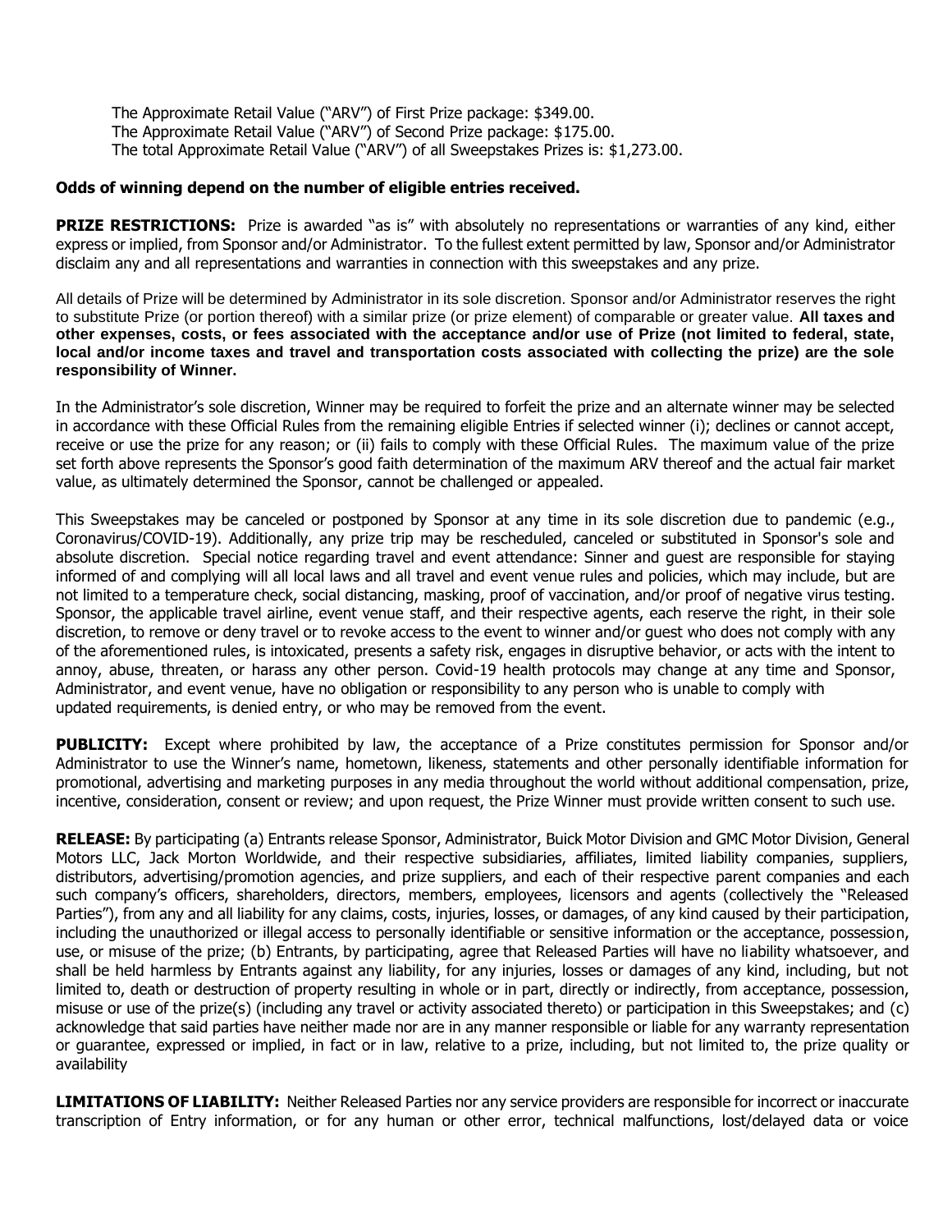The Approximate Retail Value ("ARV") of First Prize package: $349.00.
The Approximate Retail Value ("ARV") of Second Prize package: $175.00.
The total Approximate Retail Value ("ARV") of all Sweepstakes Prizes is: $1,273.00.

**Odds of winning depend on the number of eligible entries received.**

**PRIZE RESTRICTIONS:** Prize is awarded "as is" with absolutely no representations or warranties of any kind, either express or implied, from Sponsor and/or Administrator. To the fullest extent permitted by law, Sponsor and/or Administrator disclaim any and all representations and warranties in connection with this sweepstakes and any prize.

All details of Prize will be determined by Administrator in its sole discretion. Sponsor and/or Administrator reserves the right to substitute Prize (or portion thereof) with a similar prize (or prize element) of comparable or greater value. **All taxes and other expenses, costs, or fees associated with the acceptance and/or use of Prize (not limited to federal, state, local and/or income taxes and travel and transportation costs associated with collecting the prize) are the sole responsibility of Winner.**

In the Administrator's sole discretion, Winner may be required to forfeit the prize and an alternate winner may be selected in accordance with these Official Rules from the remaining eligible Entries if selected winner (i); declines or cannot accept, receive or use the prize for any reason; or (ii) fails to comply with these Official Rules. The maximum value of the prize set forth above represents the Sponsor's good faith determination of the maximum ARV thereof and the actual fair market value, as ultimately determined the Sponsor, cannot be challenged or appealed.

This Sweepstakes may be canceled or postponed by Sponsor at any time in its sole discretion due to pandemic (e.g., Coronavirus/COVID-19). Additionally, any prize trip may be rescheduled, canceled or substituted in Sponsor's sole and absolute discretion. Special notice regarding travel and event attendance: Sinner and guest are responsible for staying informed of and complying will all local laws and all travel and event venue rules and policies, which may include, but are not limited to a temperature check, social distancing, masking, proof of vaccination, and/or proof of negative virus testing. Sponsor, the applicable travel airline, event venue staff, and their respective agents, each reserve the right, in their sole discretion, to remove or deny travel or to revoke access to the event to winner and/or guest who does not comply with any of the aforementioned rules, is intoxicated, presents a safety risk, engages in disruptive behavior, or acts with the intent to annoy, abuse, threaten, or harass any other person. Covid-19 health protocols may change at any time and Sponsor, Administrator, and event venue, have no obligation or responsibility to any person who is unable to comply with updated requirements, is denied entry, or who may be removed from the event.

**PUBLICITY:** Except where prohibited by law, the acceptance of a Prize constitutes permission for Sponsor and/or Administrator to use the Winner's name, hometown, likeness, statements and other personally identifiable information for promotional, advertising and marketing purposes in any media throughout the world without additional compensation, prize, incentive, consideration, consent or review; and upon request, the Prize Winner must provide written consent to such use.

**RELEASE:** By participating (a) Entrants release Sponsor, Administrator, Buick Motor Division and GMC Motor Division, General Motors LLC, Jack Morton Worldwide, and their respective subsidiaries, affiliates, limited liability companies, suppliers, distributors, advertising/promotion agencies, and prize suppliers, and each of their respective parent companies and each such company's officers, shareholders, directors, members, employees, licensors and agents (collectively the "Released Parties"), from any and all liability for any claims, costs, injuries, losses, or damages, of any kind caused by their participation, including the unauthorized or illegal access to personally identifiable or sensitive information or the acceptance, possession, use, or misuse of the prize; (b) Entrants, by participating, agree that Released Parties will have no liability whatsoever, and shall be held harmless by Entrants against any liability, for any injuries, losses or damages of any kind, including, but not limited to, death or destruction of property resulting in whole or in part, directly or indirectly, from acceptance, possession, misuse or use of the prize(s) (including any travel or activity associated thereto) or participation in this Sweepstakes; and (c) acknowledge that said parties have neither made nor are in any manner responsible or liable for any warranty representation or guarantee, expressed or implied, in fact or in law, relative to a prize, including, but not limited to, the prize quality or availability

**LIMITATIONS OF LIABILITY:** Neither Released Parties nor any service providers are responsible for incorrect or inaccurate transcription of Entry information, or for any human or other error, technical malfunctions, lost/delayed data or voice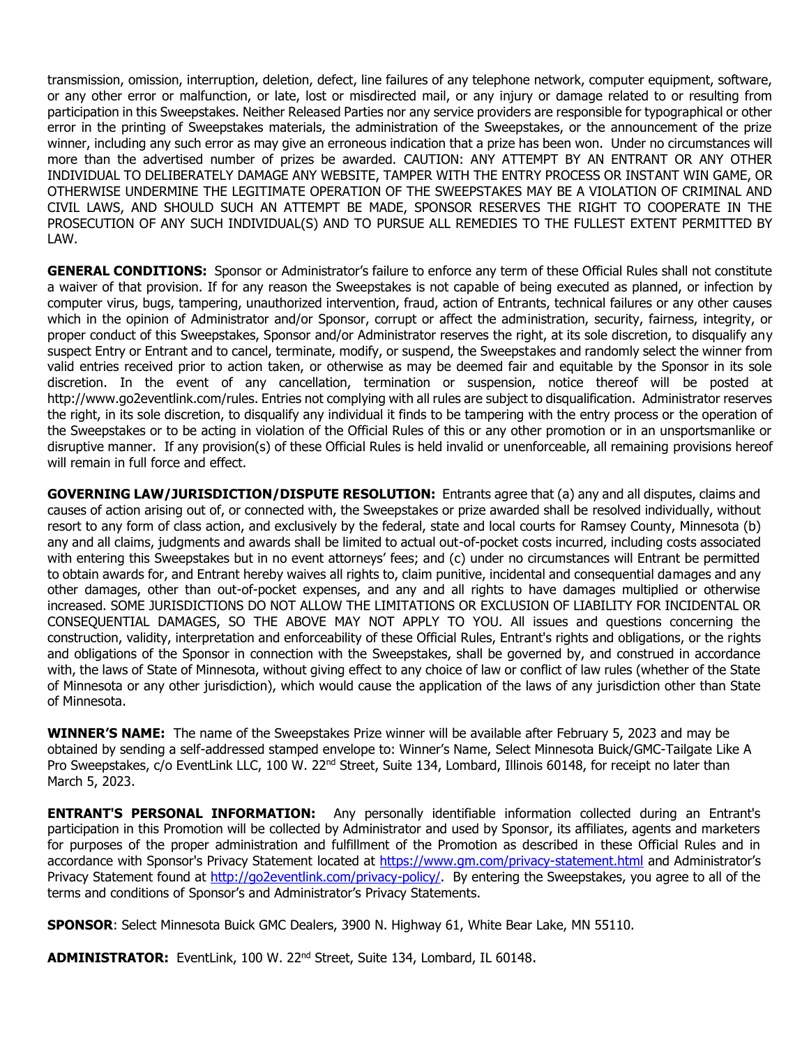transmission, omission, interruption, deletion, defect, line failures of any telephone network, computer equipment, software, or any other error or malfunction, or late, lost or misdirected mail, or any injury or damage related to or resulting from participation in this Sweepstakes. Neither Released Parties nor any service providers are responsible for typographical or other error in the printing of Sweepstakes materials, the administration of the Sweepstakes, or the announcement of the prize winner, including any such error as may give an erroneous indication that a prize has been won. Under no circumstances will more than the advertised number of prizes be awarded. CAUTION: ANY ATTEMPT BY AN ENTRANT OR ANY OTHER INDIVIDUAL TO DELIBERATELY DAMAGE ANY WEBSITE, TAMPER WITH THE ENTRY PROCESS OR INSTANT WIN GAME, OR OTHERWISE UNDERMINE THE LEGITIMATE OPERATION OF THE SWEEPSTAKES MAY BE A VIOLATION OF CRIMINAL AND CIVIL LAWS, AND SHOULD SUCH AN ATTEMPT BE MADE, SPONSOR RESERVES THE RIGHT TO COOPERATE IN THE PROSECUTION OF ANY SUCH INDIVIDUAL(S) AND TO PURSUE ALL REMEDIES TO THE FULLEST EXTENT PERMITTED BY LAW.

**GENERAL CONDITIONS:** Sponsor or Administrator's failure to enforce any term of these Official Rules shall not constitute a waiver of that provision. If for any reason the Sweepstakes is not capable of being executed as planned, or infection by computer virus, bugs, tampering, unauthorized intervention, fraud, action of Entrants, technical failures or any other causes which in the opinion of Administrator and/or Sponsor, corrupt or affect the administration, security, fairness, integrity, or proper conduct of this Sweepstakes, Sponsor and/or Administrator reserves the right, at its sole discretion, to disqualify any suspect Entry or Entrant and to cancel, terminate, modify, or suspend, the Sweepstakes and randomly select the winner from valid entries received prior to action taken, or otherwise as may be deemed fair and equitable by the Sponsor in its sole discretion. In the event of any cancellation, termination or suspension, notice thereof will be posted at http://www.go2eventlink.com/rules. Entries not complying with all rules are subject to disqualification. Administrator reserves the right, in its sole discretion, to disqualify any individual it finds to be tampering with the entry process or the operation of the Sweepstakes or to be acting in violation of the Official Rules of this or any other promotion or in an unsportsmanlike or disruptive manner. If any provision(s) of these Official Rules is held invalid or unenforceable, all remaining provisions hereof will remain in full force and effect.

**GOVERNING LAW/JURISDICTION/DISPUTE RESOLUTION:** Entrants agree that (a) any and all disputes, claims and causes of action arising out of, or connected with, the Sweepstakes or prize awarded shall be resolved individually, without resort to any form of class action, and exclusively by the federal, state and local courts for Ramsey County, Minnesota (b) any and all claims, judgments and awards shall be limited to actual out-of-pocket costs incurred, including costs associated with entering this Sweepstakes but in no event attorneys' fees; and (c) under no circumstances will Entrant be permitted to obtain awards for, and Entrant hereby waives all rights to, claim punitive, incidental and consequential damages and any other damages, other than out-of-pocket expenses, and any and all rights to have damages multiplied or otherwise increased. SOME JURISDICTIONS DO NOT ALLOW THE LIMITATIONS OR EXCLUSION OF LIABILITY FOR INCIDENTAL OR CONSEQUENTIAL DAMAGES, SO THE ABOVE MAY NOT APPLY TO YOU. All issues and questions concerning the construction, validity, interpretation and enforceability of these Official Rules, Entrant's rights and obligations, or the rights and obligations of the Sponsor in connection with the Sweepstakes, shall be governed by, and construed in accordance with, the laws of State of Minnesota, without giving effect to any choice of law or conflict of law rules (whether of the State of Minnesota or any other jurisdiction), which would cause the application of the laws of any jurisdiction other than State of Minnesota.

**WINNER'S NAME:** The name of the Sweepstakes Prize winner will be available after February 5, 2023 and may be obtained by sending a self-addressed stamped envelope to: Winner's Name, Select Minnesota Buick/GMC-Tailgate Like A Pro Sweepstakes, c/o EventLink LLC, 100 W. 22nd Street, Suite 134, Lombard, Illinois 60148, for receipt no later than March 5, 2023.

**ENTRANT'S PERSONAL INFORMATION:** Any personally identifiable information collected during an Entrant's participation in this Promotion will be collected by Administrator and used by Sponsor, its affiliates, agents and marketers for purposes of the proper administration and fulfillment of the Promotion as described in these Official Rules and in accordance with Sponsor's Privacy Statement located at https://www.gm.com/privacy-statement.html and Administrator's Privacy Statement found at http://go2eventlink.com/privacy-policy/. By entering the Sweepstakes, you agree to all of the terms and conditions of Sponsor's and Administrator's Privacy Statements.

**SPONSOR**: Select Minnesota Buick GMC Dealers, 3900 N. Highway 61, White Bear Lake, MN 55110.

**ADMINISTRATOR:** EventLink, 100 W. 22nd Street, Suite 134, Lombard, IL 60148.